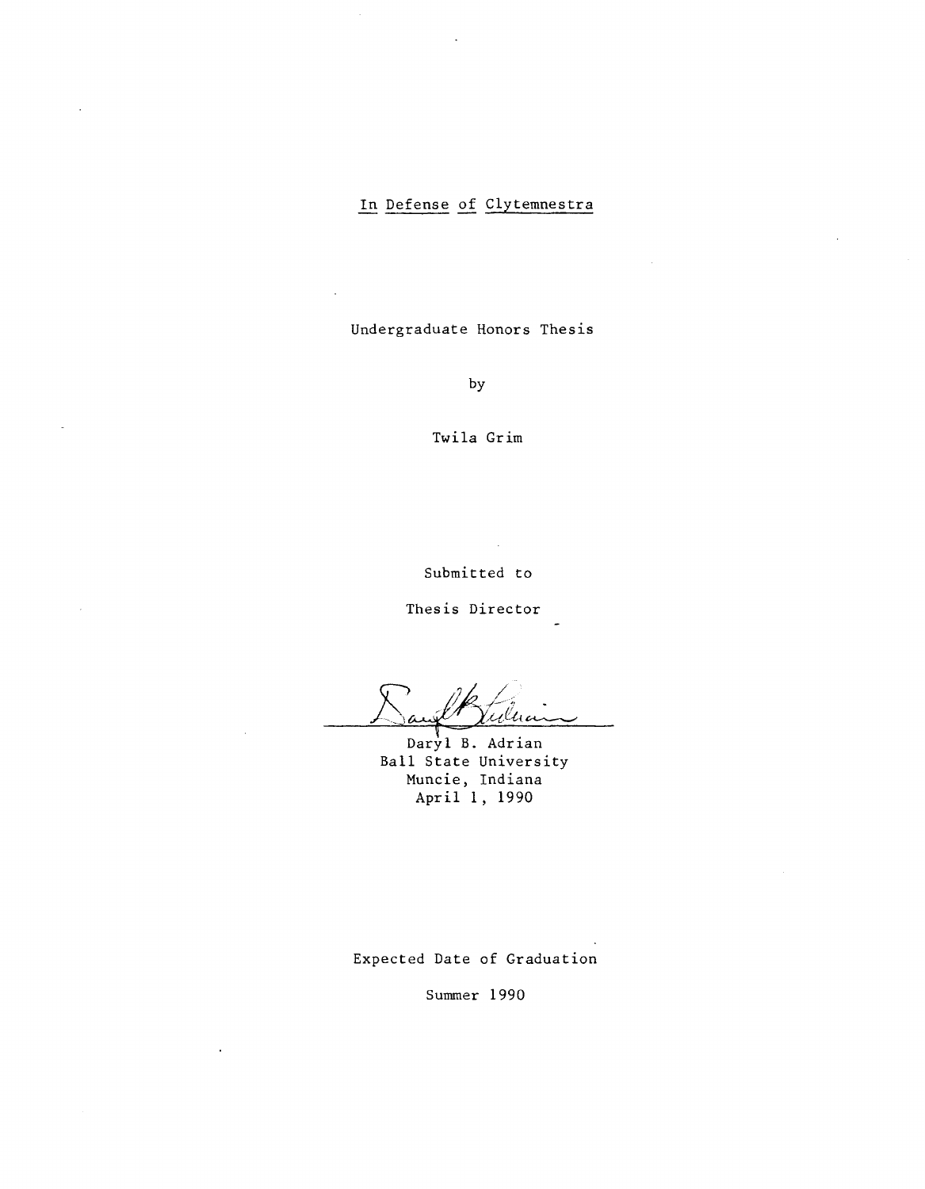# In Defense of Clytemnestra

Undergraduate Honors Thesis

by

Twila Grim

Submitted to

Thesis Director

Daryl B. Adrian
Ball State University
Muncie, Indiana
April 1, 1990

Expected Date of Graduation

Summer 1990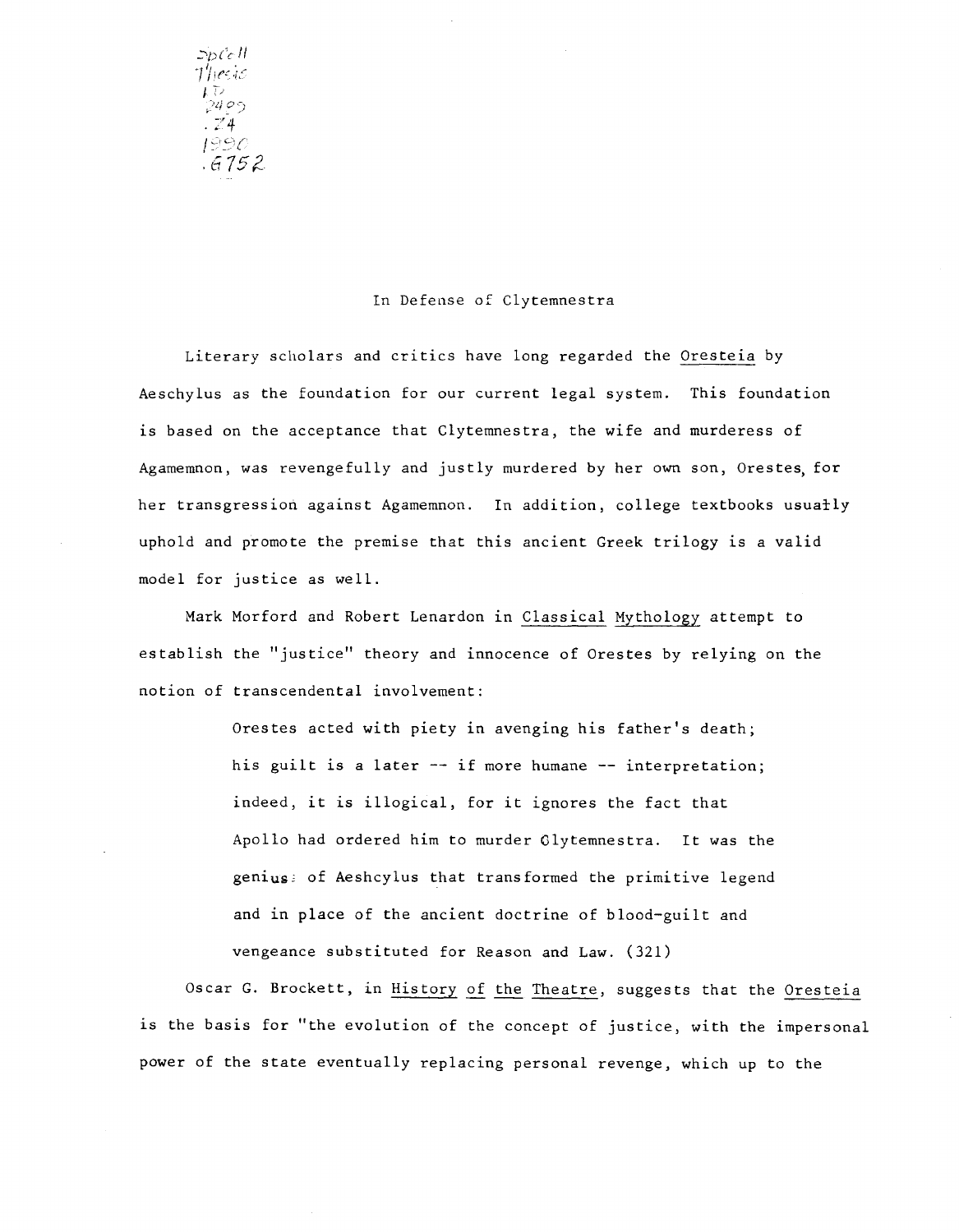SpColl
Thesis
LD
2499
.Z4
1990
.G752

In Defense of Clytemnestra

Literary scholars and critics have long regarded the Oresteia by Aeschylus as the foundation for our current legal system. This foundation is based on the acceptance that Clytemnestra, the wife and murderess of Agamemnon, was revengefully and justly murdered by her own son, Orestes, for her transgression against Agamemnon. In addition, college textbooks usually uphold and promote the premise that this ancient Greek trilogy is a valid model for justice as well.

Mark Morford and Robert Lenardon in Classical Mythology attempt to establish the "justice" theory and innocence of Orestes by relying on the notion of transcendental involvement:

> Orestes acted with piety in avenging his father's death; his guilt is a later -- if more humane -- interpretation; indeed, it is illogical, for it ignores the fact that Apollo had ordered him to murder Clytemnestra. It was the genius of Aeshcylus that transformed the primitive legend and in place of the ancient doctrine of blood-guilt and vengeance substituted for Reason and Law. (321)

Oscar G. Brockett, in History of the Theatre, suggests that the Oresteia is the basis for "the evolution of the concept of justice, with the impersonal power of the state eventually replacing personal revenge, which up to the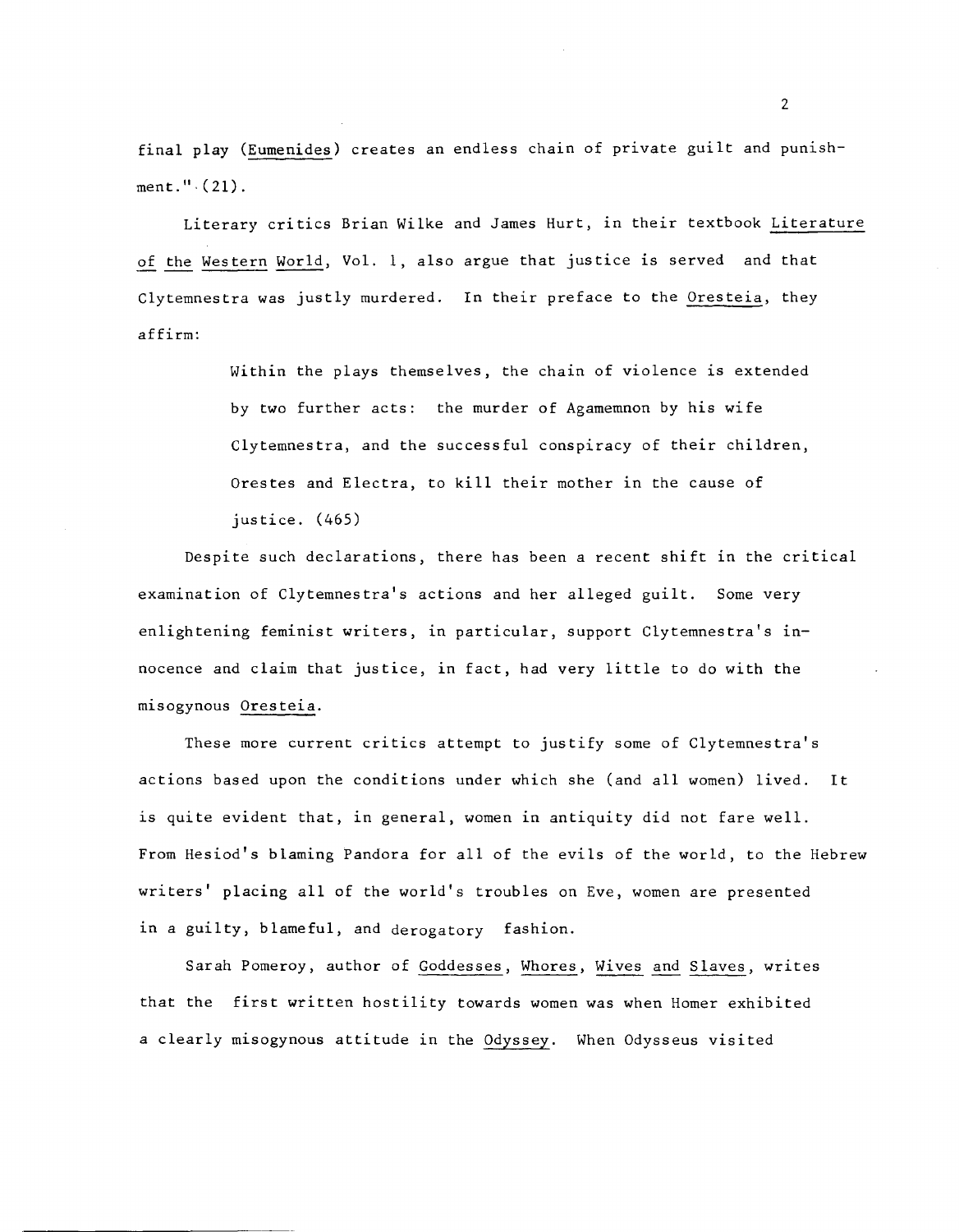final play (*Eumenides*) creates an endless chain of private guilt and punishment." (21).

Literary critics Brian Wilke and James Hurt, in their textbook *Literature of the Western World*, Vol. 1, also argue that justice is served and that Clytemnestra was justly murdered. In their preface to the *Oresteia*, they affirm:

> Within the plays themselves, the chain of violence is extended by two further acts: the murder of Agamemnon by his wife Clytemnestra, and the successful conspiracy of their children, Orestes and Electra, to kill their mother in the cause of justice. (465)

Despite such declarations, there has been a recent shift in the critical examination of Clytemnestra's actions and her alleged guilt. Some very enlightening feminist writers, in particular, support Clytemnestra's innocence and claim that justice, in fact, had very little to do with the misogynous *Oresteia*.

These more current critics attempt to justify some of Clytemnestra's actions based upon the conditions under which she (and all women) lived. It is quite evident that, in general, women in antiquity did not fare well. From Hesiod's blaming Pandora for all of the evils of the world, to the Hebrew writers' placing all of the world's troubles on Eve, women are presented in a guilty, blameful, and derogatory fashion.

Sarah Pomeroy, author of *Goddesses, Whores, Wives and Slaves*, writes that the first written hostility towards women was when Homer exhibited a clearly misogynous attitude in the *Odyssey*. When Odysseus visited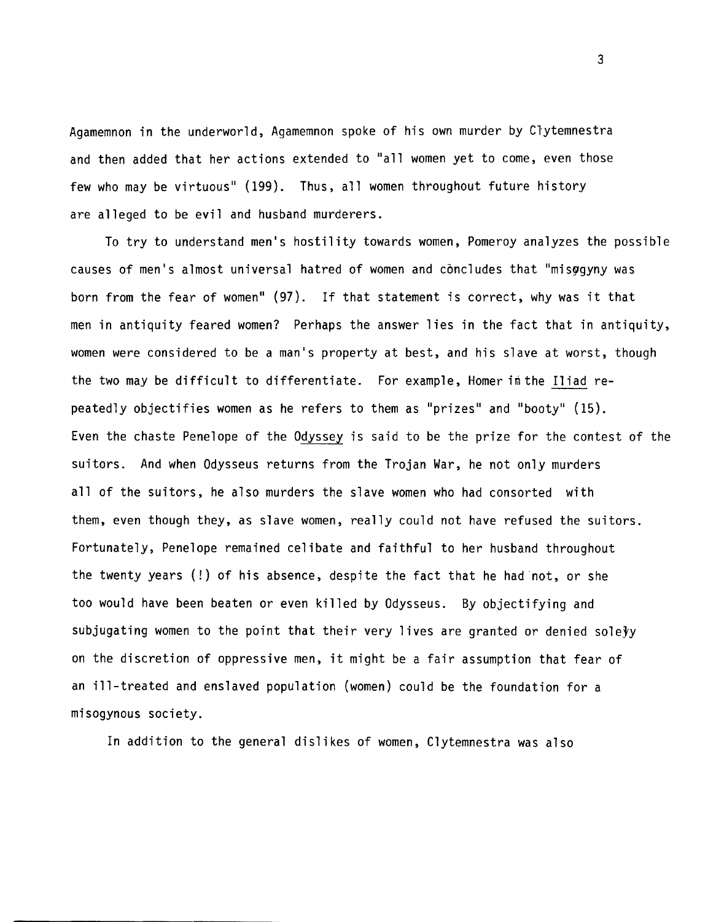Agamemnon in the underworld, Agamemnon spoke of his own murder by Clytemnestra and then added that her actions extended to "all women yet to come, even those few who may be virtuous" (199). Thus, all women throughout future history are alleged to be evil and husband murderers.

To try to understand men's hostility towards women, Pomeroy analyzes the possible causes of men's almost universal hatred of women and concludes that "misogyny was born from the fear of women" (97). If that statement is correct, why was it that men in antiquity feared women? Perhaps the answer lies in the fact that in antiquity, women were considered to be a man's property at best, and his slave at worst, though the two may be difficult to differentiate. For example, Homer in the Iliad repeatedly objectifies women as he refers to them as "prizes" and "booty" (15). Even the chaste Penelope of the Odyssey is said to be the prize for the contest of the suitors. And when Odysseus returns from the Trojan War, he not only murders all of the suitors, he also murders the slave women who had consorted with them, even though they, as slave women, really could not have refused the suitors. Fortunately, Penelope remained celibate and faithful to her husband throughout the twenty years (!) of his absence, despite the fact that he had not, or she too would have been beaten or even killed by Odysseus. By objectifying and subjugating women to the point that their very lives are granted or denied solely on the discretion of oppressive men, it might be a fair assumption that fear of an ill-treated and enslaved population (women) could be the foundation for a misogynous society.

In addition to the general dislikes of women, Clytemnestra was also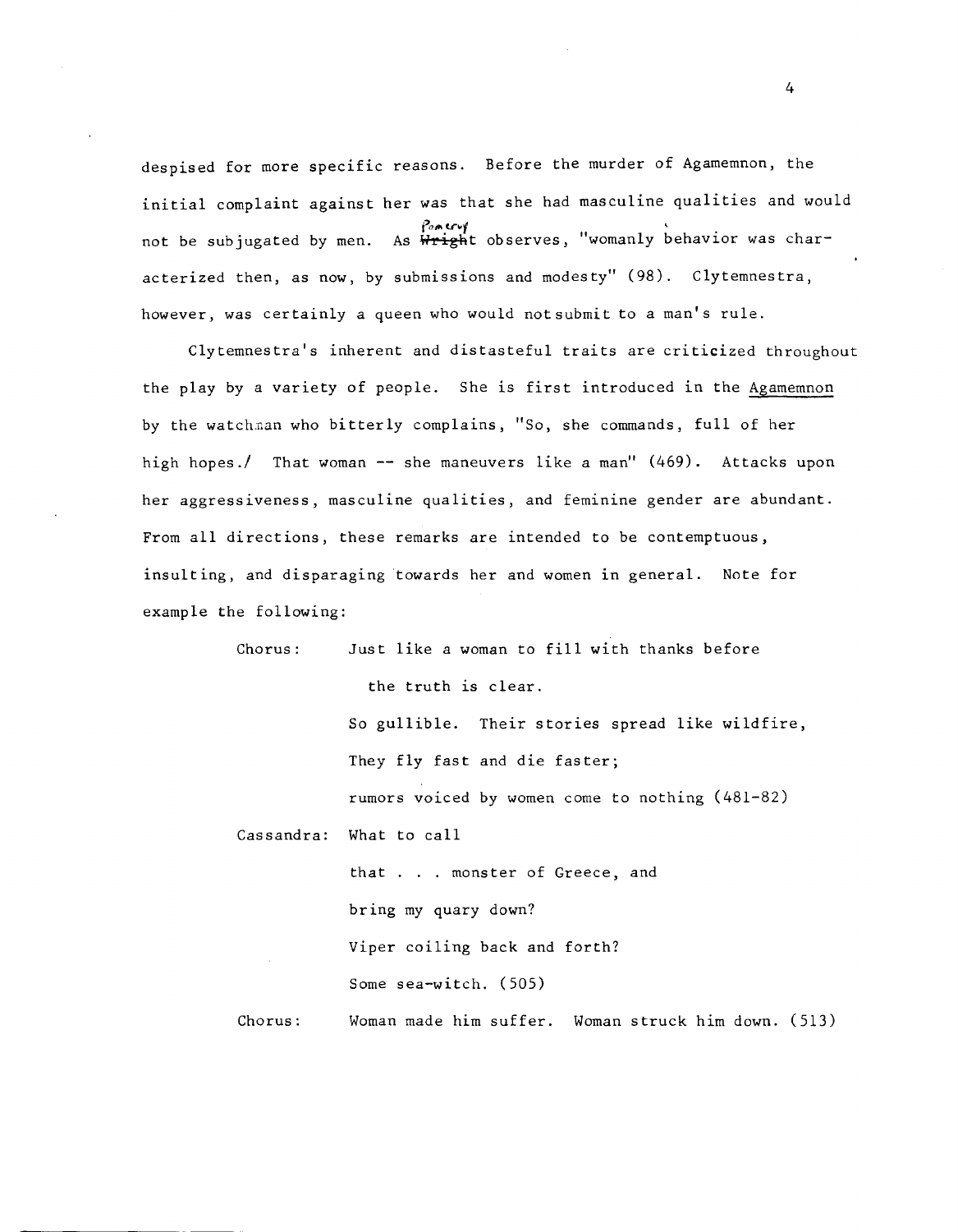despised for more specific reasons. Before the murder of Agamemnon, the initial complaint against her was that she had masculine qualities and would not be subjugated by men. As Pomeroy observes, "womanly behavior was characterized then, as now, by submissions and modesty" (98). Clytemnestra, however, was certainly a queen who would not submit to a man's rule.

Clytemnestra's inherent and distasteful traits are criticized throughout the play by a variety of people. She is first introduced in the Agamemnon by the watchman who bitterly complains, "So, she commands, full of her high hopes./ That woman -- she maneuvers like a man" (469). Attacks upon her aggressiveness, masculine qualities, and feminine gender are abundant. From all directions, these remarks are intended to be contemptuous, insulting, and disparaging towards her and women in general. Note for example the following:

> Chorus: Just like a woman to fill with thanks before
> the truth is clear.
> So gullible. Their stories spread like wildfire,
> They fly fast and die faster;
> rumors voiced by women come to nothing (481-82)
>
> Cassandra: What to call
> that . . . monster of Greece, and
> bring my quary down?
> Viper coiling back and forth?
> Some sea-witch. (505)
>
> Chorus: Woman made him suffer. Woman struck him down. (513)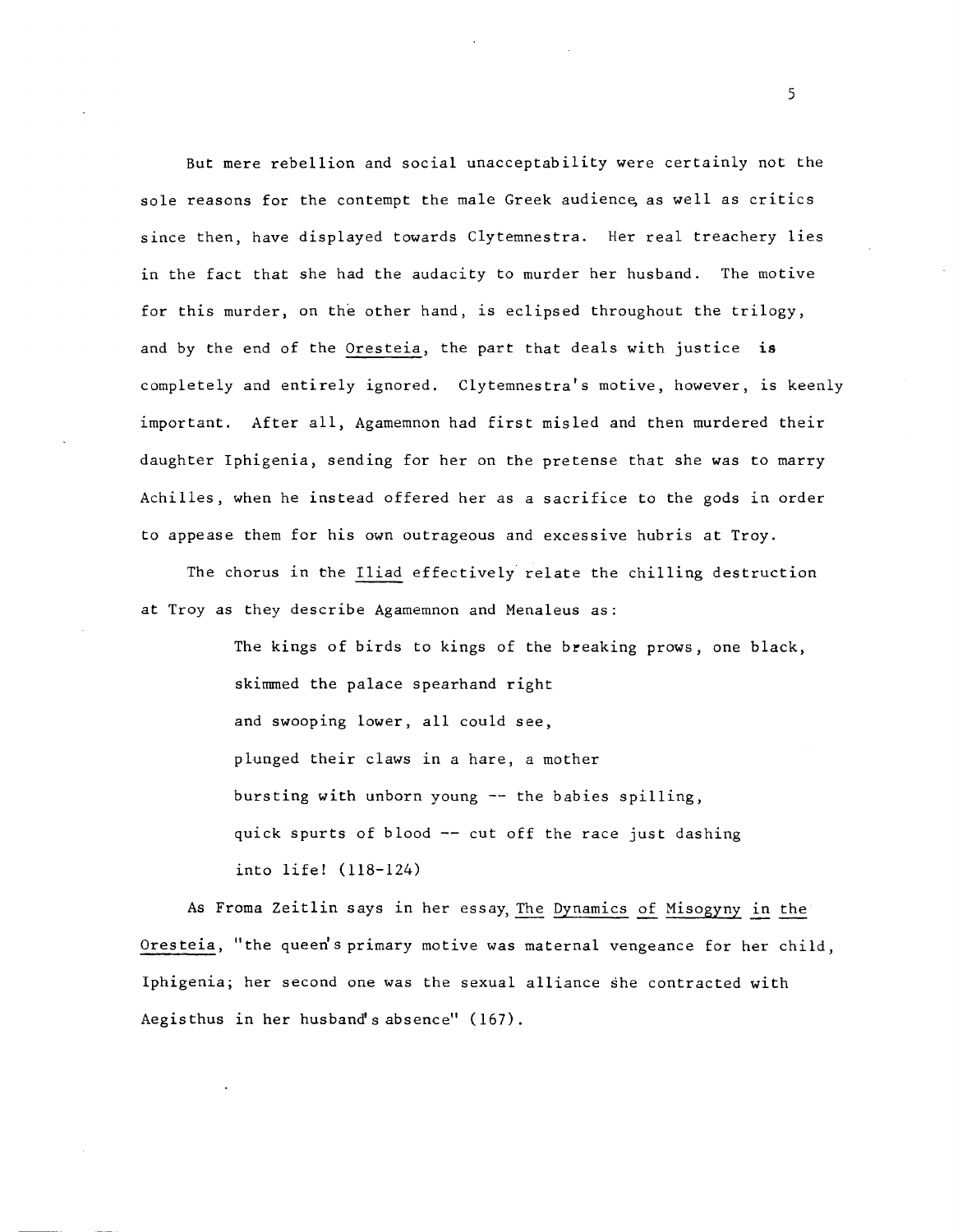But mere rebellion and social unacceptability were certainly not the sole reasons for the contempt the male Greek audience, as well as critics since then, have displayed towards Clytemnestra. Her real treachery lies in the fact that she had the audacity to murder her husband. The motive for this murder, on the other hand, is eclipsed throughout the trilogy, and by the end of the Oresteia, the part that deals with justice **is** completely and entirely ignored. Clytemnestra's motive, however, is keenly important. After all, Agamemnon had first misled and then murdered their daughter Iphigenia, sending for her on the pretense that she was to marry Achilles, when he instead offered her as a sacrifice to the gods in order to appease them for his own outrageous and excessive hubris at Troy.

The chorus in the Iliad effectively relate the chilling destruction at Troy as they describe Agamemnon and Menaleus as:

> The kings of birds to kings of the breaking prows, one black,
> skimmed the palace spearhand right
> and swooping lower, all could see,
> plunged their claws in a hare, a mother
> bursting with unborn young -- the babies spilling,
> quick spurts of blood -- cut off the race just dashing
> into life! (118-124)

As Froma Zeitlin says in her essay, The Dynamics of Misogyny in the Oresteia, "the queen's primary motive was maternal vengeance for her child, Iphigenia; her second one was the sexual alliance she contracted with Aegisthus in her husband's absence" (167).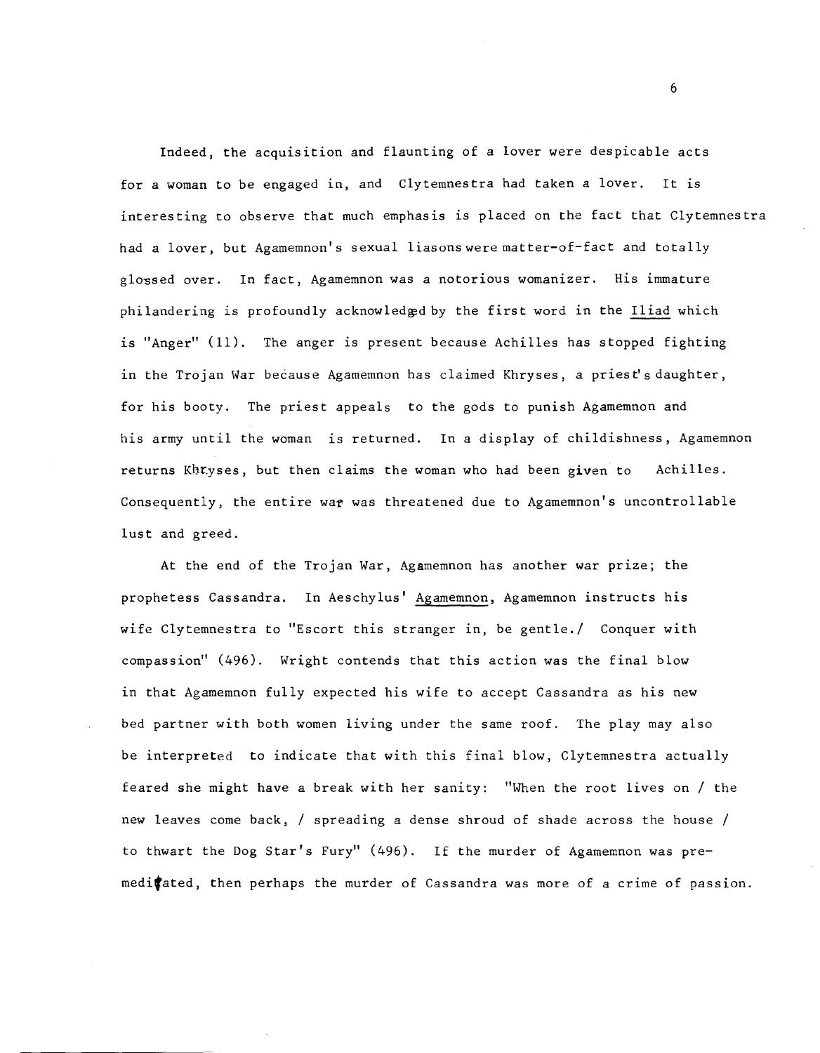Indeed, the acquisition and flaunting of a lover were despicable acts for a woman to be engaged in, and Clytemnestra had taken a lover. It is interesting to observe that much emphasis is placed on the fact that Clytemnestra had a lover, but Agamemnon's sexual liasons were matter-of-fact and totally glossed over. In fact, Agamemnon was a notorious womanizer. His immature philandering is profoundly acknowledged by the first word in the *Iliad* which is "Anger" (11). The anger is present because Achilles has stopped fighting in the Trojan War because Agamemnon has claimed Khryses, a priest's daughter, for his booty. The priest appeals to the gods to punish Agamemnon and his army until the woman is returned. In a display of childishness, Agamemnon returns Khryses, but then claims the woman who had been given to Achilles. Consequently, the entire war was threatened due to Agamemnon's uncontrollable lust and greed.

At the end of the Trojan War, Agamemnon has another war prize; the prophetess Cassandra. In Aeschylus' *Agamemnon*, Agamemnon instructs his wife Clytemnestra to "Escort this stranger in, be gentle./ Conquer with compassion" (496). Wright contends that this action was the final blow in that Agamemnon fully expected his wife to accept Cassandra as his new bed partner with both women living under the same roof. The play may also be interpreted to indicate that with this final blow, Clytemnestra actually feared she might have a break with her sanity: "When the root lives on / the new leaves come back, / spreading a dense shroud of shade across the house / to thwart the Dog Star's Fury" (496). If the murder of Agamemnon was premeditated, then perhaps the murder of Cassandra was more of a crime of passion.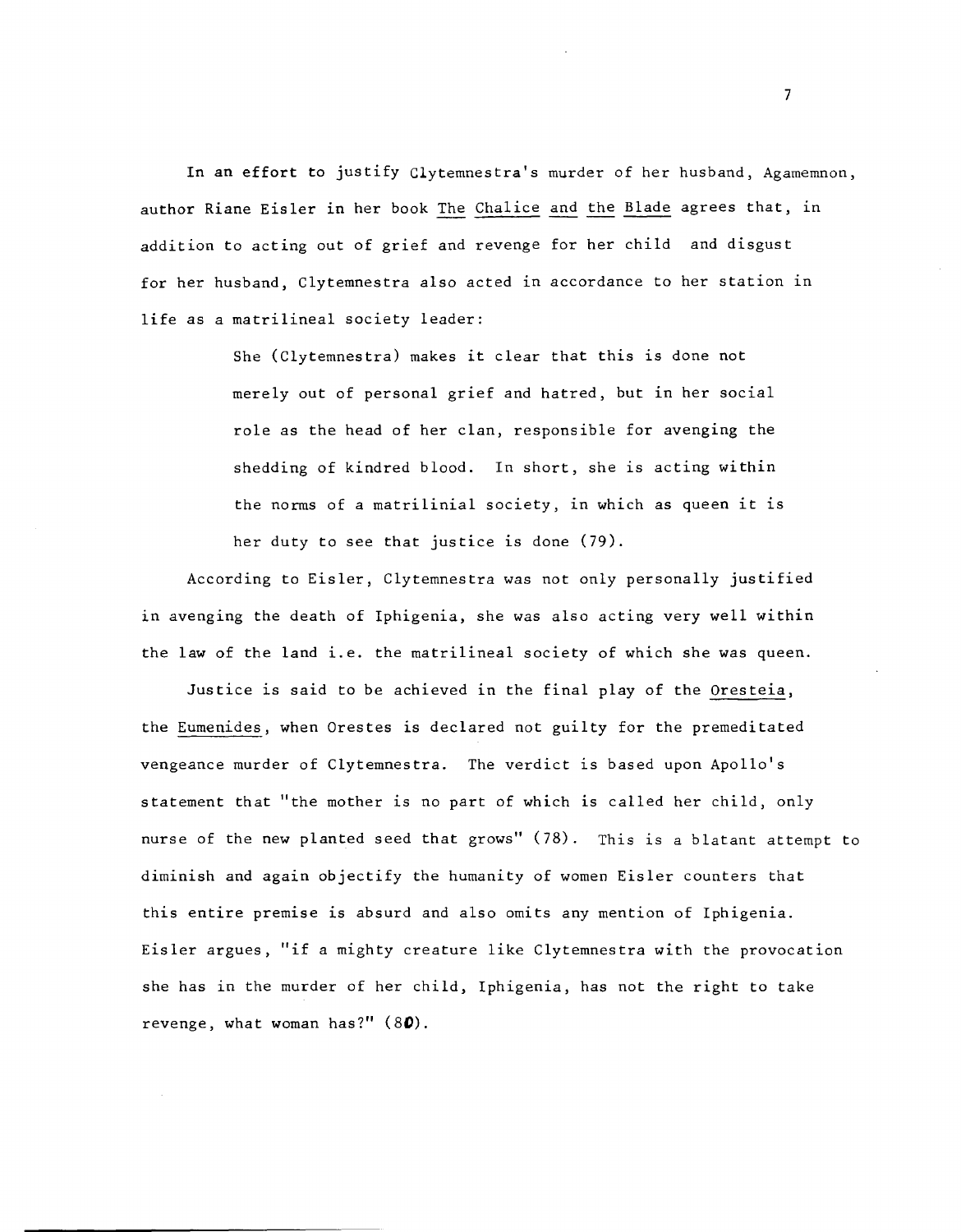In an effort to justify Clytemnestra's murder of her husband, Agamemnon, author Riane Eisler in her book The Chalice and the Blade agrees that, in addition to acting out of grief and revenge for her child and disgust for her husband, Clytemnestra also acted in accordance to her station in life as a matrilineal society leader:

> She (Clytemnestra) makes it clear that this is done not merely out of personal grief and hatred, but in her social role as the head of her clan, responsible for avenging the shedding of kindred blood. In short, she is acting within the norms of a matrilinial society, in which as queen it is her duty to see that justice is done (79).

According to Eisler, Clytemnestra was not only personally justified in avenging the death of Iphigenia, she was also acting very well within the law of the land i.e. the matrilineal society of which she was queen.

Justice is said to be achieved in the final play of the Oresteia, the Eumenides, when Orestes is declared not guilty for the premeditated vengeance murder of Clytemnestra. The verdict is based upon Apollo's statement that "the mother is no part of which is called her child, only nurse of the new planted seed that grows" (78). This is a blatant attempt to diminish and again objectify the humanity of women Eisler counters that this entire premise is absurd and also omits any mention of Iphigenia. Eisler argues, "if a mighty creature like Clytemnestra with the provocation she has in the murder of her child, Iphigenia, has not the right to take revenge, what woman has?" (80).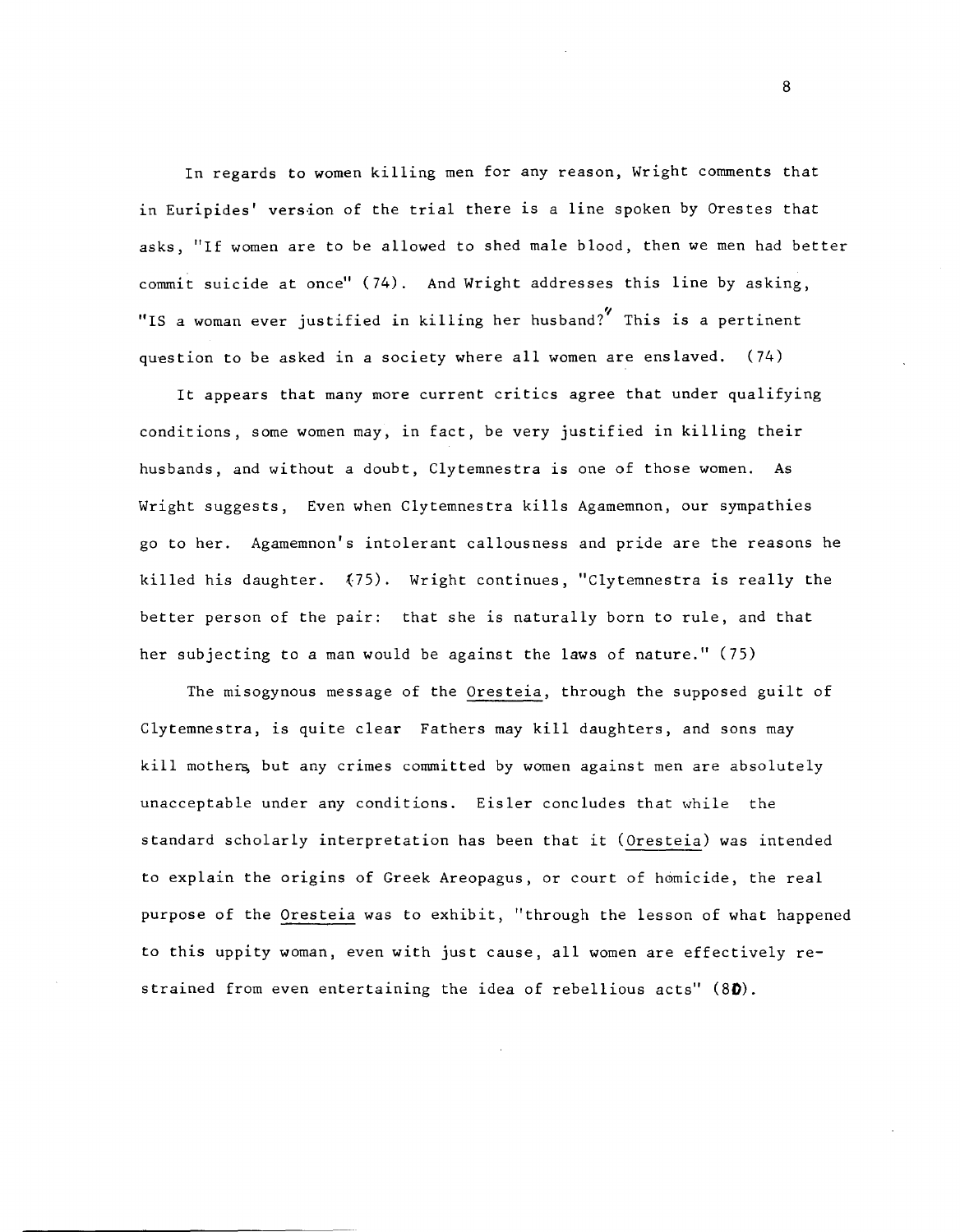In regards to women killing men for any reason, Wright comments that in Euripides' version of the trial there is a line spoken by Orestes that asks, "If women are to be allowed to shed male blood, then we men had better commit suicide at once" (74). And Wright addresses this line by asking, "IS a woman ever justified in killing her husband?" This is a pertinent question to be asked in a society where all women are enslaved. (74)

It appears that many more current critics agree that under qualifying conditions, some women may, in fact, be very justified in killing their husbands, and without a doubt, Clytemnestra is one of those women. As Wright suggests, Even when Clytemnestra kills Agamemnon, our sympathies go to her. Agamemnon's intolerant callousness and pride are the reasons he killed his daughter. (75). Wright continues, "Clytemnestra is really the better person of the pair: that she is naturally born to rule, and that her subjecting to a man would be against the laws of nature." (75)

The misogynous message of the Oresteia, through the supposed guilt of Clytemnestra, is quite clear Fathers may kill daughters, and sons may kill mothers, but any crimes committed by women against men are absolutely unacceptable under any conditions. Eisler concludes that while the standard scholarly interpretation has been that it (Oresteia) was intended to explain the origins of Greek Areopagus, or court of homicide, the real purpose of the Oresteia was to exhibit, "through the lesson of what happened to this uppity woman, even with just cause, all women are effectively restrained from even entertaining the idea of rebellious acts" (80).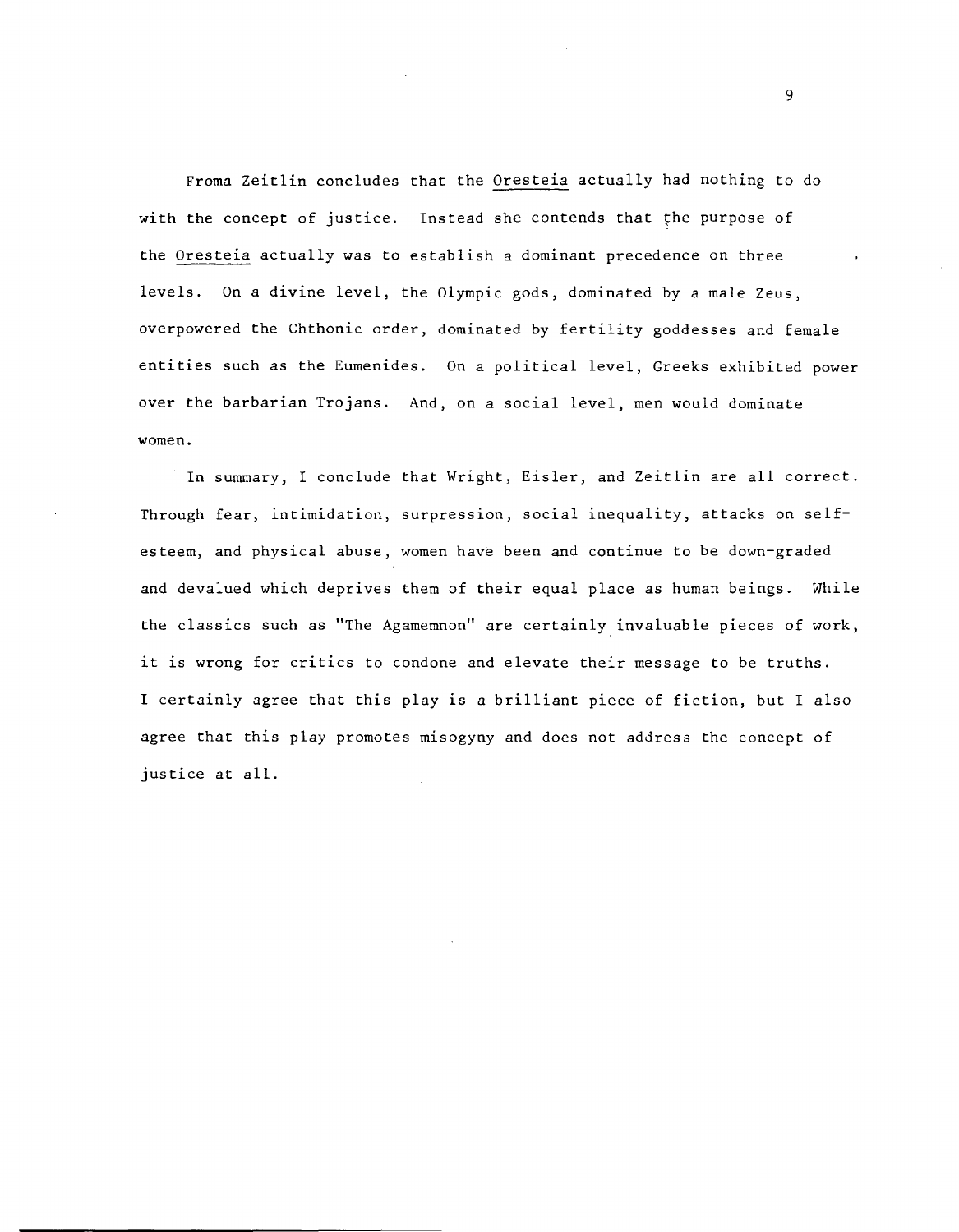Froma Zeitlin concludes that the Oresteia actually had nothing to do with the concept of justice. Instead she contends that the purpose of the Oresteia actually was to establish a dominant precedence on three levels. On a divine level, the Olympic gods, dominated by a male Zeus, overpowered the Chthonic order, dominated by fertility goddesses and female entities such as the Eumenides. On a political level, Greeks exhibited power over the barbarian Trojans. And, on a social level, men would dominate women.

In summary, I conclude that Wright, Eisler, and Zeitlin are all correct. Through fear, intimidation, surpression, social inequality, attacks on self-esteem, and physical abuse, women have been and continue to be down-graded and devalued which deprives them of their equal place as human beings. While the classics such as "The Agamemnon" are certainly invaluable pieces of work, it is wrong for critics to condone and elevate their message to be truths. I certainly agree that this play is a brilliant piece of fiction, but I also agree that this play promotes misogyny and does not address the concept of justice at all.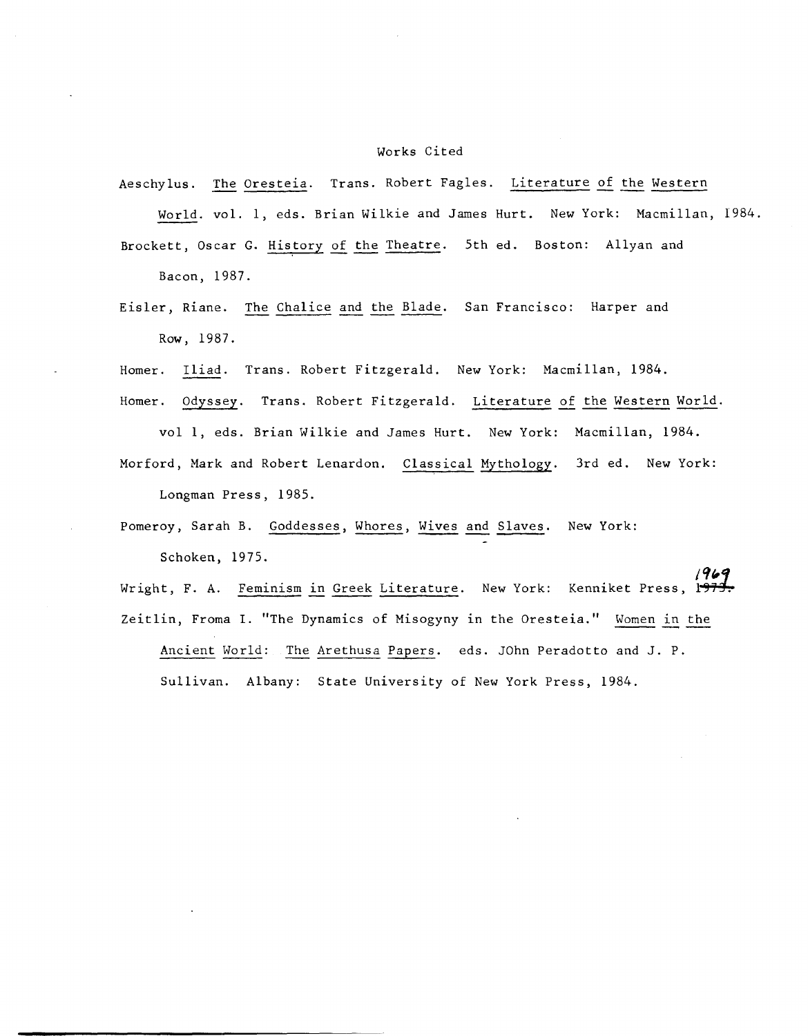## Works Cited

Aeschylus. The Oresteia. Trans. Robert Fagles. Literature of the Western World. vol. 1, eds. Brian Wilkie and James Hurt. New York: Macmillan, 1984.

Brockett, Oscar G. History of the Theatre. 5th ed. Boston: Allyan and Bacon, 1987.

Eisler, Riane. The Chalice and the Blade. San Francisco: Harper and Row, 1987.

Homer. Iliad. Trans. Robert Fitzgerald. New York: Macmillan, 1984.

Homer. Odyssey. Trans. Robert Fitzgerald. Literature of the Western World. vol 1, eds. Brian Wilkie and James Hurt. New York: Macmillan, 1984.

Morford, Mark and Robert Lenardon. Classical Mythology. 3rd ed. New York: Longman Press, 1985.

Pomeroy, Sarah B. Goddesses, Whores, Wives and Slaves. New York: Schoken, 1975.

Wright, F. A. Feminism in Greek Literature. New York: Kenniket Press, ~~1973.~~ 1969

Zeitlin, Froma I. "The Dynamics of Misogyny in the Oresteia." Women in the Ancient World: The Arethusa Papers. eds. JOhn Peradotto and J. P. Sullivan. Albany: State University of New York Press, 1984.